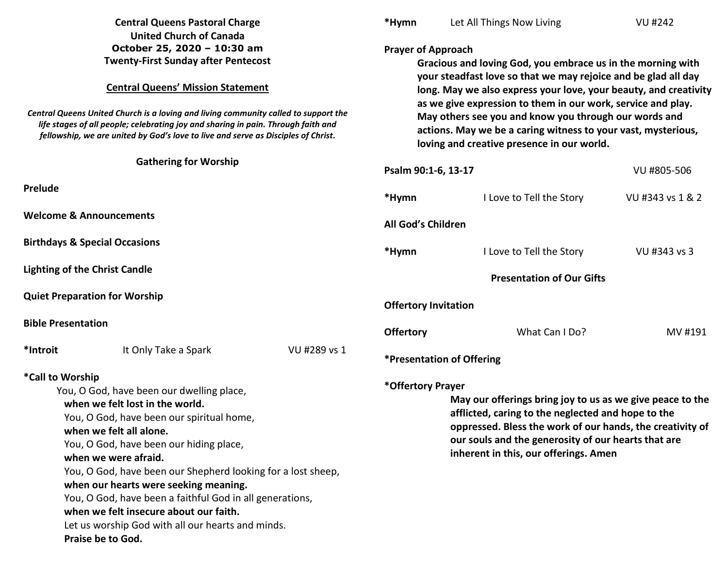**Central Queens Pastoral Charge**
**United Church of Canada**
**October 25, 2020 – 10:30 am**
**Twenty-First Sunday after Pentecost**

**Central Queens' Mission Statement**

***Central Queens United Church is a loving and living community called to support the life stages of all people; celebrating joy and sharing in pain. Through faith and fellowship, we are united by God's love to live and serve as Disciples of Christ.***

## Gathering for Worship

**Prelude**

**Welcome & Announcements**

**Birthdays & Special Occasions**

**Lighting of the Christ Candle**

**Quiet Preparation for Worship**

**Bible Presentation**

**\*Introit** It Only Take a Spark VU #289 vs 1

**\*Call to Worship**

You, O God, have been our dwelling place,
**when we felt lost in the world.**
You, O God, have been our spiritual home,
**when we felt all alone.**
You, O God, have been our hiding place,
**when we were afraid.**
You, O God, have been our Shepherd looking for a lost sheep,
**when our hearts were seeking meaning.**
You, O God, have been a faithful God in all generations,
**when we felt insecure about our faith.**
Let us worship God with all our hearts and minds.
**Praise be to God.**

**\*Hymn** Let All Things Now Living VU #242

**Prayer of Approach**

**Gracious and loving God, you embrace us in the morning with your steadfast love so that we may rejoice and be glad all day long. May we also express your love, your beauty, and creativity as we give expression to them in our work, service and play. May others see you and know you through our words and actions. May we be a caring witness to your vast, mysterious, loving and creative presence in our world.**

**Psalm 90:1-6, 13-17** VU #805-506

**\*Hymn** I Love to Tell the Story VU #343 vs 1 & 2

**All God's Children**

**\*Hymn** I Love to Tell the Story VU #343 vs 3

## Presentation of Our Gifts

**Offertory Invitation**

**Offertory** What Can I Do? MV #191

**\*Presentation of Offering**

**\*Offertory Prayer**

**May our offerings bring joy to us as we give peace to the afflicted, caring to the neglected and hope to the oppressed. Bless the work of our hands, the creativity of our souls and the generosity of our hearts that are inherent in this, our offerings. Amen**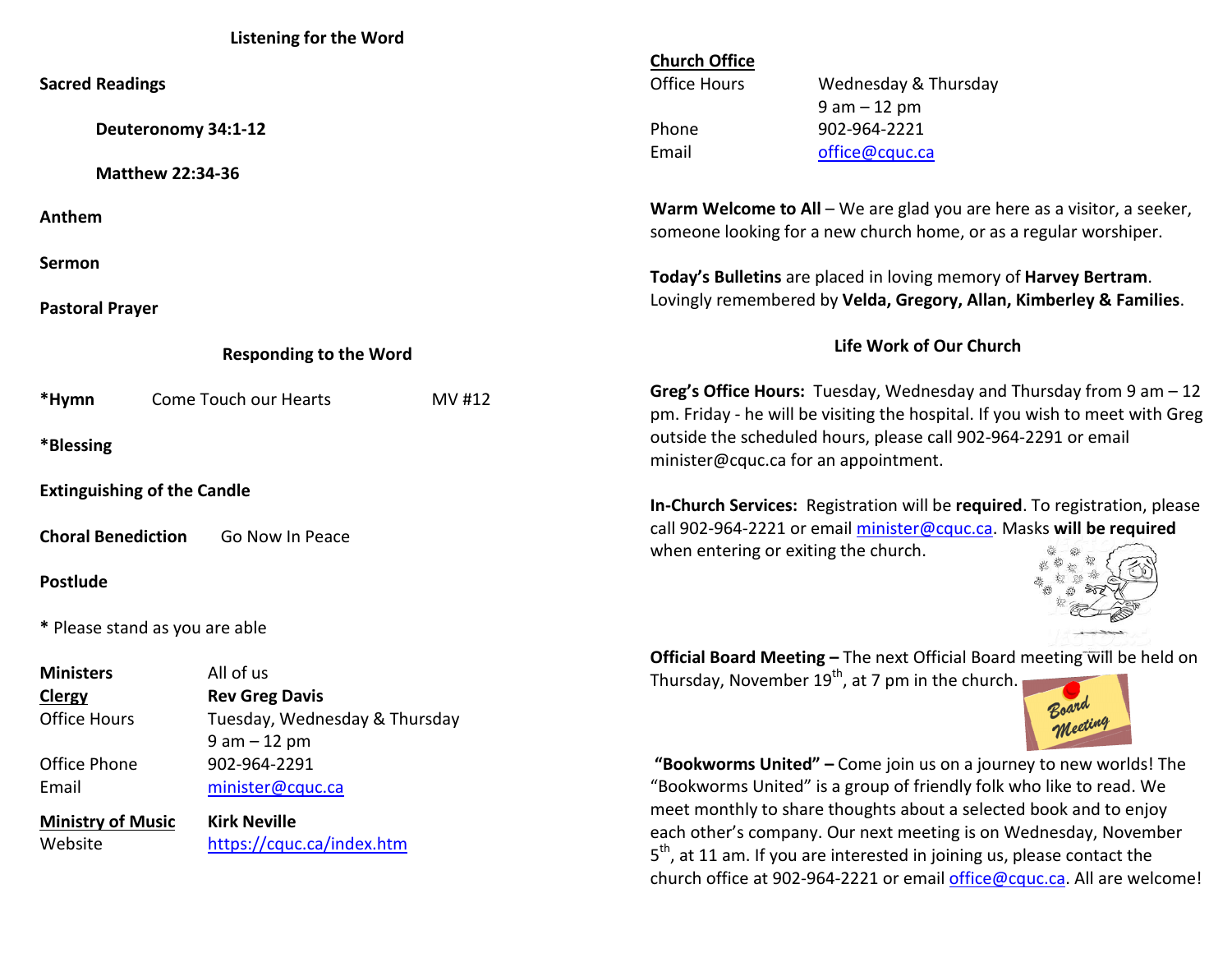## Listening for the Word

**Sacred Readings**

**Deuteronomy 34:1-12**

**Matthew 22:34-36**

**Anthem**

**Sermon**

**Pastoral Prayer**

## Responding to the Word

**\*Hymn** Come Touch our Hearts MV #12

**\*Blessing**

**Extinguishing of the Candle**

**Choral Benediction** Go Now In Peace

**Postlude**

**\*** Please stand as you are able

| | |
|---|---|
| **Ministers** | All of us |
| **Clergy** | **Rev Greg Davis** |
| Office Hours | Tuesday, Wednesday & Thursday 9 am – 12 pm |
| Office Phone | 902-964-2291 |
| Email | minister@cquc.ca |
| **Ministry of Music** | **Kirk Neville** |
| Website | https://cquc.ca/index.htm |

**Church Office**

| | |
|---|---|
| Office Hours | Wednesday & Thursday 9 am – 12 pm |
| Phone | 902-964-2221 |
| Email | office@cquc.ca |

**Warm Welcome to All** – We are glad you are here as a visitor, a seeker, someone looking for a new church home, or as a regular worshiper.

**Today's Bulletins** are placed in loving memory of **Harvey Bertram**. Lovingly remembered by **Velda, Gregory, Allan, Kimberley & Families**.

## Life Work of Our Church

**Greg's Office Hours:** Tuesday, Wednesday and Thursday from 9 am – 12 pm. Friday - he will be visiting the hospital. If you wish to meet with Greg outside the scheduled hours, please call 902-964-2291 or email minister@cquc.ca for an appointment.

**In-Church Services:** Registration will be **required**. To registration, please call 902-964-2221 or email minister@cquc.ca. Masks **will be required** when entering or exiting the church.

**Official Board Meeting –** The next Official Board meeting will be held on Thursday, November 19th, at 7 pm in the church.

**"Bookworms United" –** Come join us on a journey to new worlds! The "Bookworms United" is a group of friendly folk who like to read. We meet monthly to share thoughts about a selected book and to enjoy each other's company. Our next meeting is on Wednesday, November 5th, at 11 am. If you are interested in joining us, please contact the church office at 902-964-2221 or email office@cquc.ca. All are welcome!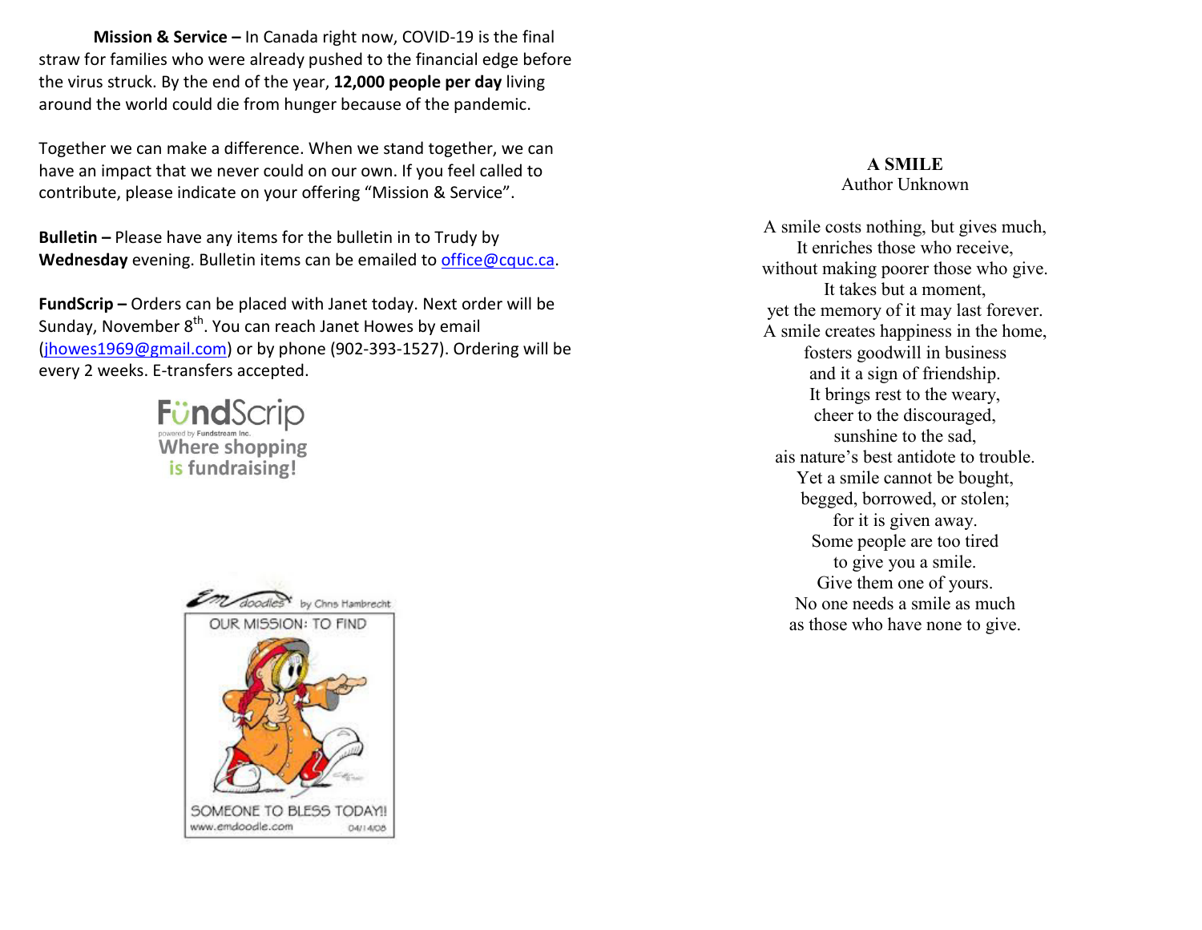**Mission & Service –** In Canada right now, COVID-19 is the final straw for families who were already pushed to the financial edge before the virus struck. By the end of the year, **12,000 people per day** living around the world could die from hunger because of the pandemic.

Together we can make a difference. When we stand together, we can have an impact that we never could on our own. If you feel called to contribute, please indicate on your offering "Mission & Service".

**Bulletin –** Please have any items for the bulletin in to Trudy by **Wednesday** evening. Bulletin items can be emailed to office@cquc.ca.

**FundScrip –** Orders can be placed with Janet today. Next order will be Sunday, November 8th. You can reach Janet Howes by email (jhowes1969@gmail.com) or by phone (902-393-1527). Ordering will be every 2 weeks. E-transfers accepted.

FundScrip
powered by Fundstream Inc.
Where shopping is fundraising!

Em doodles by Chris Hambrecht
OUR MISSION: TO FIND SOMEONE TO BLESS TODAY!!
www.emdoodle.com 04/14/08

**A SMILE**
Author Unknown

A smile costs nothing, but gives much,
It enriches those who receive,
without making poorer those who give.
It takes but a moment,
yet the memory of it may last forever.
A smile creates happiness in the home,
fosters goodwill in business
and it a sign of friendship.
It brings rest to the weary,
cheer to the discouraged,
sunshine to the sad,
ais nature's best antidote to trouble.
Yet a smile cannot be bought,
begged, borrowed, or stolen;
for it is given away.
Some people are too tired
to give you a smile.
Give them one of yours.
No one needs a smile as much
as those who have none to give.